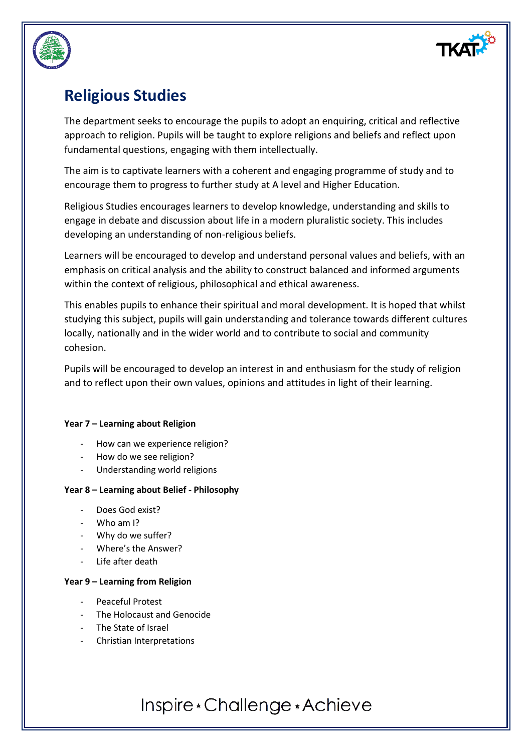# Religious Studies

The department seeks to encourage the pupils to adopt an enquiring, critical and reflective approach to religion. Pupils will be taught to explore religions and beliefs and reflect upon fundamental questions, engaging with them intellectually.

The aim is to captivate learners with a coherent and engaging programme of study and to encourage them to progress to further study at A level and Higher Education.

Religious Studies encourages learners to develop knowledge, understanding and skills to engage in debate and discussion about life in a modern pluralistic society. This includes developing an understanding of non-religious beliefs.

Learners will be encouraged to develop and understand personal values and beliefs, with an emphasis on critical analysis and the ability to construct balanced and informed arguments within the context of religious, philosophical and ethical awareness.

This enables pupils to enhance their spiritual and moral development. It is hoped that whilst studying this subject, pupils will gain understanding and tolerance towards different cultures locally, nationally and in the wider world and to contribute to social and community cohesion.

Pupils will be encouraged to develop an interest in and enthusiasm for the study of religion and to reflect upon their own values, opinions and attitudes in light of their learning.

**Year 7 – Learning about Religion**

- How can we experience religion?
- How do we see religion?
- Understanding world religions

**Year 8 – Learning about Belief - Philosophy**

- Does God exist?
- Who am I?
- Why do we suffer?
- Where's the Answer?
- Life after death

**Year 9 – Learning from Religion**

- Peaceful Protest
- The Holocaust and Genocide
- The State of Israel
- Christian Interpretations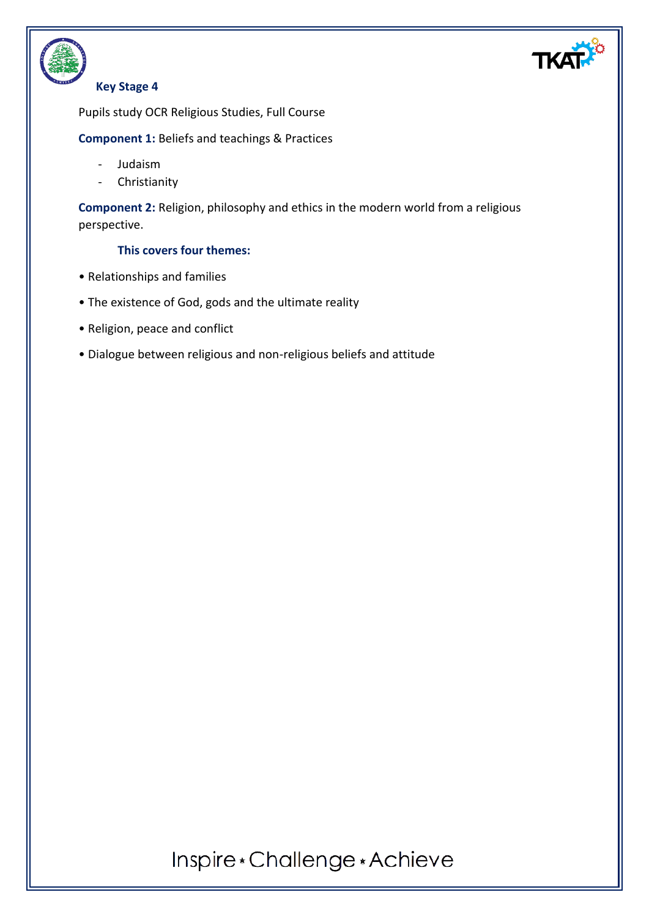## Key Stage 4

Pupils study OCR Religious Studies, Full Course

**Component 1:** Beliefs and teachings & Practices

- Judaism
- Christianity

**Component 2:** Religion, philosophy and ethics in the modern world from a religious perspective.

**This covers four themes:**

- Relationships and families
- The existence of God, gods and the ultimate reality
- Religion, peace and conflict
- Dialogue between religious and non-religious beliefs and attitude